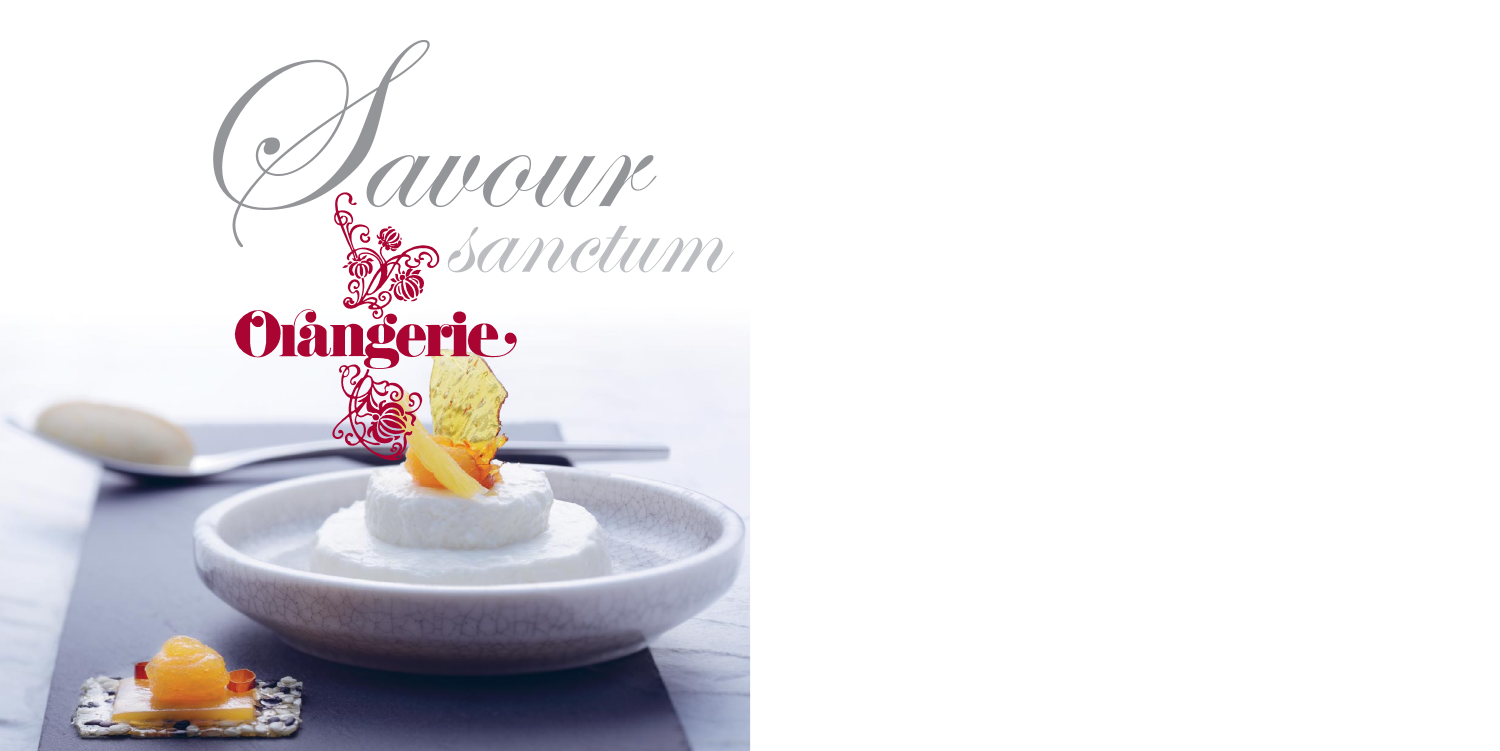# Savour sanctum

Orangerie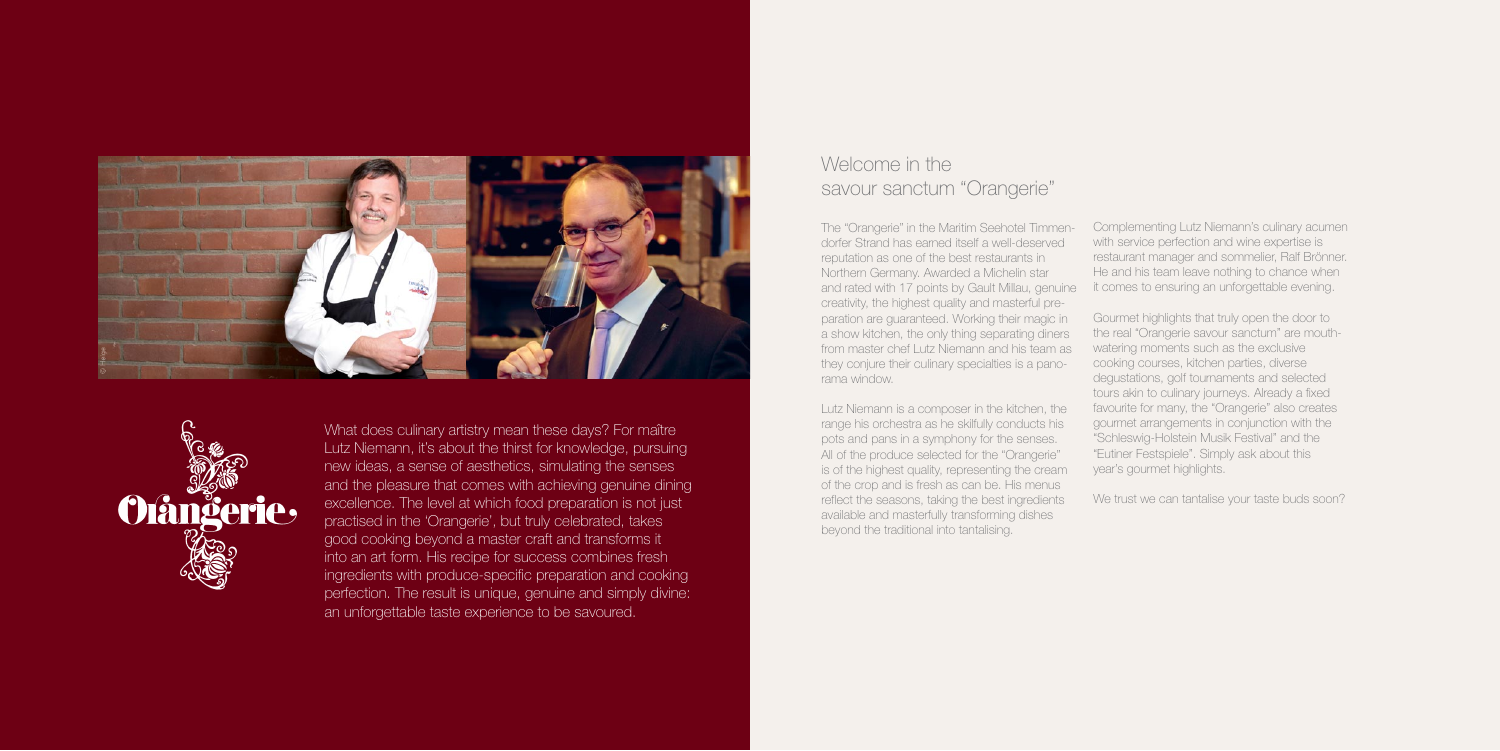# Welcome in the savour sanctum "Orangerie"

What does culinary artistry mean these days? For maître Lutz Niemann, it's about the thirst for knowledge, pursuing new ideas, a sense of aesthetics, simulating the senses and the pleasure that comes with achieving genuine dining excellence. The level at which food preparation is not just practised in the 'Orangerie', but truly celebrated, takes good cooking beyond a master craft and transforms it into an art form. His recipe for success combines fresh ingredients with produce-specific preparation and cooking perfection. The result is unique, genuine and simply divine: an unforgettable taste experience to be savoured.

The "Orangerie" in the Maritim Seehotel Timmendorfer Strand has earned itself a well-deserved reputation as one of the best restaurants in Northern Germany. Awarded a Michelin star and rated with 17 points by Gault Millau, genuine creativity, the highest quality and masterful preparation are guaranteed. Working their magic in a show kitchen, the only thing separating diners from master chef Lutz Niemann and his team as they conjure their culinary specialties is a panorama window.

Lutz Niemann is a composer in the kitchen, the range his orchestra as he skilfully conducts his pots and pans in a symphony for the senses. All of the produce selected for the "Orangerie" is of the highest quality, representing the cream of the crop and is fresh as can be. His menus reflect the seasons, taking the best ingredients available and masterfully transforming dishes beyond the traditional into tantalising.

Complementing Lutz Niemann's culinary acumen with service perfection and wine expertise is restaurant manager and sommelier, Ralf Brönner. He and his team leave nothing to chance when it comes to ensuring an unforgettable evening.

Gourmet highlights that truly open the door to the real "Orangerie savour sanctum" are mouthwatering moments such as the exclusive cooking courses, kitchen parties, diverse degustations, golf tournaments and selected tours akin to culinary journeys. Already a fixed favourite for many, the "Orangerie" also creates gourmet arrangements in conjunction with the "Schleswig-Holstein Musik Festival" and the "Eutiner Festspiele". Simply ask about this year's gourmet highlights.

We trust we can tantalise your taste buds soon?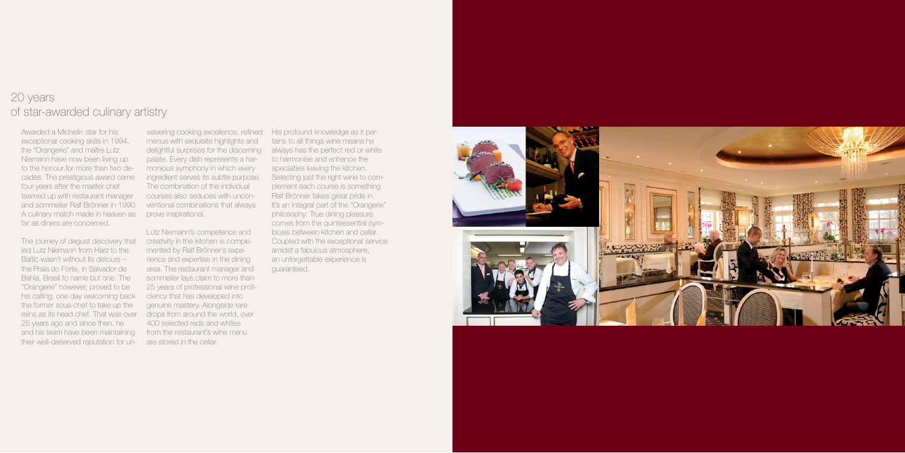# 20 years
## of star-awarded culinary artistry

Awarded a Michelin star for his exceptional cooking skills in 1994, the "Orangerie" and maître Lutz Niemann have now been living up to the honour for more than two decades. The prestigious award came four years after the master chef teamed up with restaurant manager and sommelier Ralf Brönner in 1990. A culinary match made in heaven as far as diners are concerned.

The journey of degust discovery that led Lutz Niemann from Harz to the Baltic wasn't without its detours – the Praia do Forte, in Salvador de Bahia, Brasil to name but one. The "Orangerie" however, proved to be his calling, one day welcoming back the former sous-chef to take up the reins as its head chef. That was over 25 years ago and since then, he and his team have been maintaining their well-deserved reputation for unwavering cooking excellence, refined menus with exquisite highlights and delightful surprises for the discerning palate. Every dish represents a harmonious symphony in which every ingredient serves its subtle purpose. The combination of the individual courses also seduces with unconventional combinations that always prove inspirational.

Lutz Niemann's competence and creativity in the kitchen is complemented by Ralf Brönner's experience and expertise in the dining area. The restaurant manager and sommelier lays claim to more than 25 years of professional wine proficiency that has developed into genuine mastery. Alongside rare drops from around the world, over 400 selected reds and whites from the restaurant's wine menu are stored in the cellar.

His profound knowledge as it pertains to all things wine means he always has the perfect red or white to harmonise and enhance the specialties leaving the kitchen. Selecting just the right wine to complement each course is something Ralf Brönner takes great pride in. It's an integral part of the "Orangerie" philosophy: True dining pleasure comes from the quintessential symbiosis between kitchen and cellar. Coupled with the exceptional service amidst a fabulous atmosphere, an unforgettable experience is guaranteed.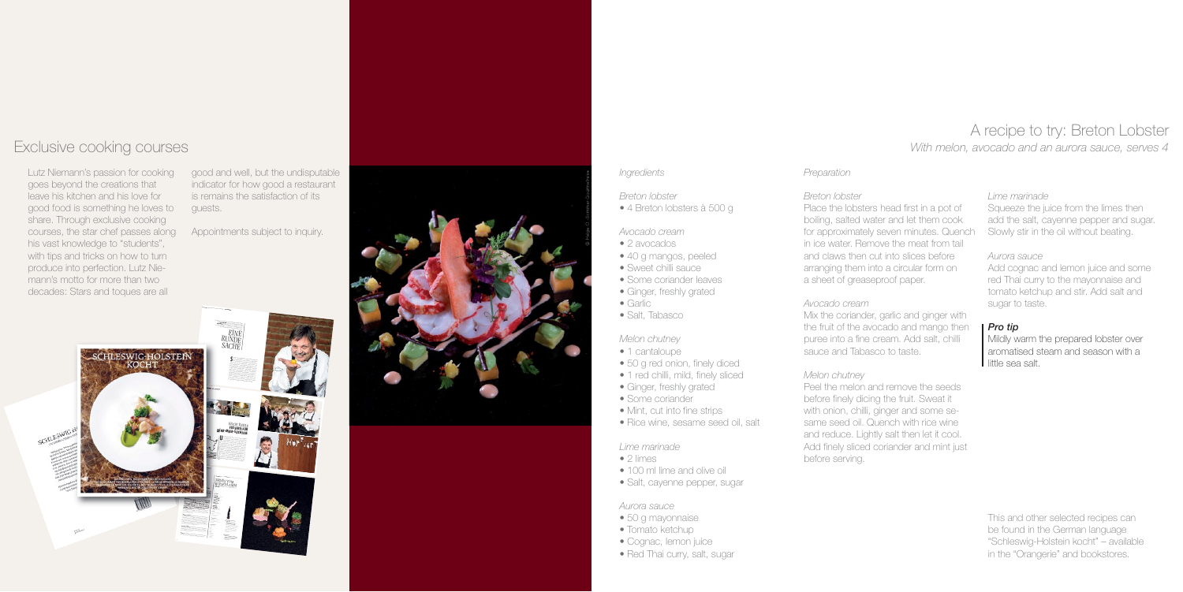## Exclusive cooking courses

Lutz Niemann's passion for cooking goes beyond the creations that leave his kitchen and his love for good food is something he loves to share. Through exclusive cooking courses, the star chef passes along his vast knowledge to "students", with tips and tricks on how to turn produce into perfection. Lutz Niemann's motto for more than two decades: Stars and toques are all good and well, but the undisputable indicator for how good a restaurant is remains the satisfaction of its guests.

Appointments subject to inquiry.

## A recipe to try: Breton Lobster

*With melon, avocado and an aurora sauce, serves 4*

### *Ingredients*

*Breton lobster*

- 4 Breton lobsters à 500 g

*Avocado cream*

- 2 avocados
- 40 g mangos, peeled
- Sweet chilli sauce
- Some coriander leaves
- Ginger, freshly grated
- Garlic
- Salt, Tabasco

*Melon chutney*

- 1 cantaloupe
- 50 g red onion, finely diced
- 1 red chilli, mild, finely sliced
- Ginger, freshly grated
- Some coriander
- Mint, cut into fine strips
- Rice wine, sesame seed oil, salt

*Lime marinade*

- 2 limes
- 100 ml lime and olive oil
- Salt, cayenne pepper, sugar

*Aurora sauce*

- 50 g mayonnaise
- Tomato ketchup
- Cognac, lemon juice
- Red Thai curry, salt, sugar

### *Preparation*

*Breton lobster*

Place the lobsters head first in a pot of boiling, salted water and let them cook for approximately seven minutes. Quench in ice water. Remove the meat from tail and claws then cut into slices before arranging them into a circular form on a sheet of greaseproof paper.

*Avocado cream*

Mix the coriander, garlic and ginger with the fruit of the avocado and mango then puree into a fine cream. Add salt, chilli sauce and Tabasco to taste.

*Melon chutney*

Peel the melon and remove the seeds before finely dicing the fruit. Sweat it with onion, chilli, ginger and some sesame seed oil. Quench with rice wine and reduce. Lightly salt then let it cool. Add finely sliced coriander and mint just before serving.

*Lime marinade*

Squeeze the juice from the limes then add the salt, cayenne pepper and sugar. Slowly stir in the oil without beating.

*Aurora sauce*

Add cognac and lemon juice and some red Thai curry to the mayonnaise and tomato ketchup and stir. Add salt and sugar to taste.

***Pro tip***

Mildly warm the prepared lobster over aromatised steam and season with a little sea salt.

This and other selected recipes can be found in the German language "Schleswig-Holstein kocht" – available in the "Orangerie" and bookstores.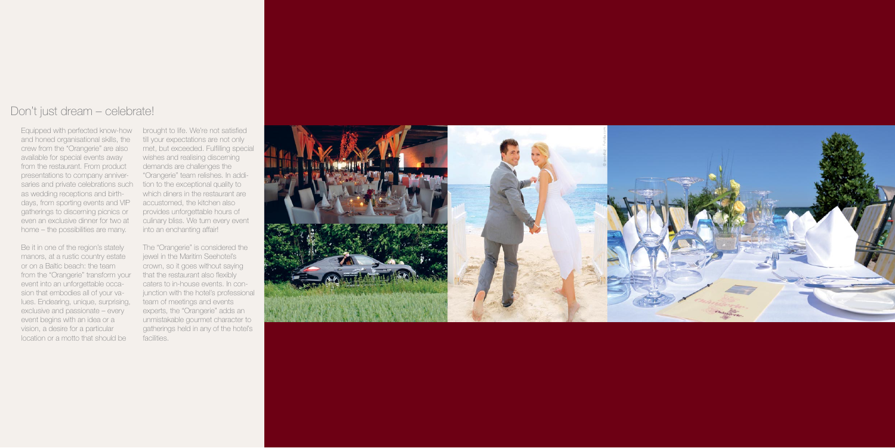## Don't just dream – celebrate!

Equipped with perfected know-how and honed organisational skills, the crew from the "Orangerie" are also available for special events away from the restaurant. From product presentations to company anniversaries and private celebrations such as wedding receptions and birthdays, from sporting events and VIP gatherings to discerning picnics or even an exclusive dinner for two at home – the possibilities are many.

Be it in one of the region's stately manors, at a rustic country estate or on a Baltic beach: the team from the "Orangerie" transform your event into an unforgettable occasion that embodies all of your values. Endearing, unique, surprising, exclusive and passionate – every event begins with an idea or a vision, a desire for a particular location or a motto that should be brought to life. We're not satisfied till your expectations are not only met, but exceeded. Fulfilling special wishes and realising discerning demands are challenges the "Orangerie" team relishes. In addition to the exceptional quality to which diners in the restaurant are accustomed, the kitchen also provides unforgettable hours of culinary bliss. We turn every event into an enchanting affair!

The "Orangerie" is considered the jewel in the Maritim Seehotel's crown, so it goes without saying that the restaurant also flexibly caters to in-house events. In conjunction with the hotel's professional team of meetings and events experts, the "Orangerie" adds an unmistakable gourmet character to gatherings held in any of the hotel's facilities.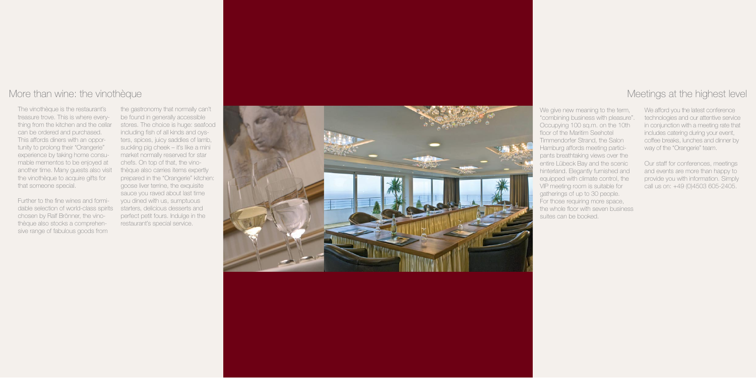## More than wine: the vinothèque

The vinothèque is the restaurant's treasure trove. This is where everything from the kitchen and the cellar can be ordered and purchased. This affords diners with an opportunity to prolong their "Orangerie" experience by taking home consumable mementos to be enjoyed at another time. Many guests also visit the vinothèque to acquire gifts for that someone special.

Further to the fine wines and formidable selection of world-class spirits chosen by Ralf Brönner, the vinothèque also stocks a comprehensive range of fabulous goods from the gastronomy that normally can't be found in generally accessible stores. The choice is huge: seafood including fish of all kinds and oysters, spices, juicy saddles of lamb, suckling pig cheek – it's like a mini market normally reserved for star chefs. On top of that, the vinothèque also carries items expertly prepared in the "Orangerie" kitchen: goose liver terrine, the exquisite sauce you raved about last time you dined with us, sumptuous starters, delicious desserts and perfect petit fours. Indulge in the restaurant's special service.

## Meetings at the highest level

We give new meaning to the term, "combining business with pleasure". Occupying 100 sq.m. on the 10th floor of the Maritim Seehotel Timmendorfer Strand, the Salon Hamburg affords meeting participants breathtaking views over the entire Lübeck Bay and the scenic hinterland. Elegantly furnished and equipped with climate control, the VIP meeting room is suitable for gatherings of up to 30 people. For those requiring more space, the whole floor with seven business suites can be booked.

We afford you the latest conference technologies and our attentive service in conjunction with a meeting rate that includes catering during your event, coffee breaks, lunches and dinner by way of the "Orangerie" team.

Our staff for conferences, meetings and events are more than happy to provide you with information. Simply call us on: +49 (0)4503 605-2405.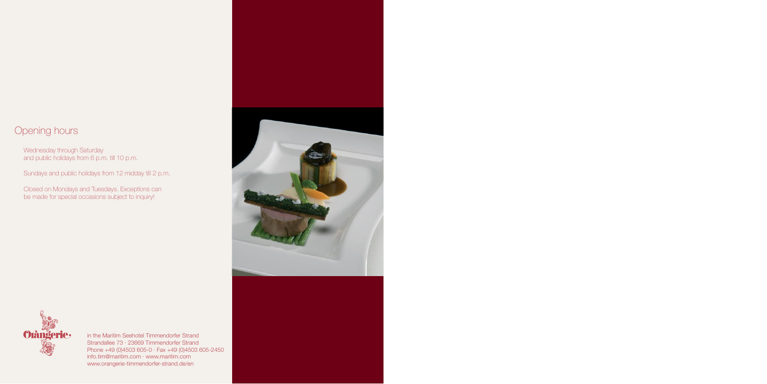## Opening hours

Wednesday through Saturday
and public holidays from 6 p.m. till 10 p.m.

Sundays and public holidays from 12 midday till 2 p.m.

Closed on Mondays and Tuesdays. Exceptions can
be made for special occasions subject to inquiry!

Orangerie

in the Maritim Seehotel Timmendorfer Strand
Strandallee 73 · 23669 Timmendorfer Strand
Phone +49 (0)4503 605-0 · Fax +49 (0)4503 605-2450
info.tim@maritim.com · www.maritim.com
www.orangerie-timmendorfer-strand.de/en